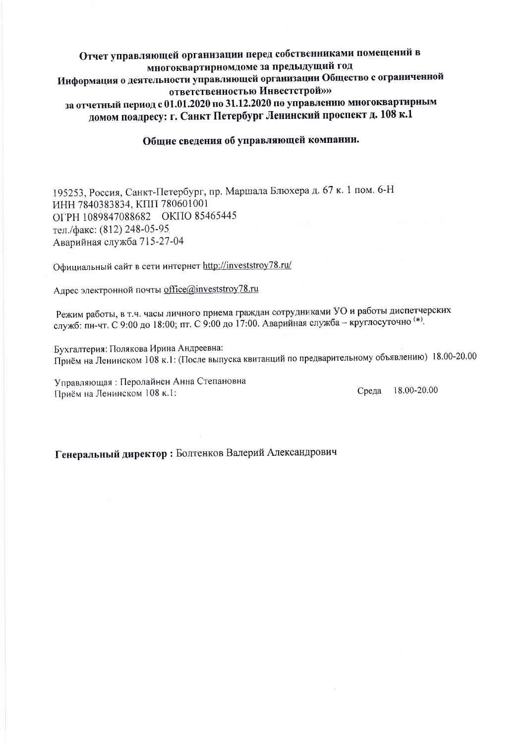**Отчет управляющей организации перед собственниками помещений в многоквартирномдоме за предыдущий год**
**Информация о деятельности управляющей организации Общество с ограниченной ответственностью Инвестстрой»»**
**за отчетный период с 01.01.2020 по 31.12.2020 по управлению многоквартирным домом поадресу: г. Санкт Петербург Ленинский проспект д. 108 к.1**

## Общие сведения об управляющей компании.

195253, Россия, Санкт-Петербург, пр. Маршала Блюхера д. 67 к. 1 пом. 6-Н
ИНН 7840383834, КПП 780601001
ОГРН 1089847088682 ОКПО 85465445
тел./факс: (812) 248-05-95
Аварийная служба 715-27-04

Официальный сайт в сети интернет http://investstroy78.ru/

Адрес электронной почты office@investstroy78.ru

Режим работы, в т.ч. часы личного приема граждан сотрудниками УО и работы диспетчерских служб: пн-чт. С 9:00 до 18:00; пт. С 9:00 до 17:00. Аварийная служба – круглосуточно (*).

Бухгалтерия: Полякова Ирина Андреевна:
Приём на Ленинском 108 к.1: (После выпуска квитанций по предварительному объявлению) 18.00-20.00

Управляющая : Перолайнен Анна Степановна
Приём на Ленинском 108 к.1: Среда 18.00-20.00

**Генеральный директор :** Болтенков Валерий Александрович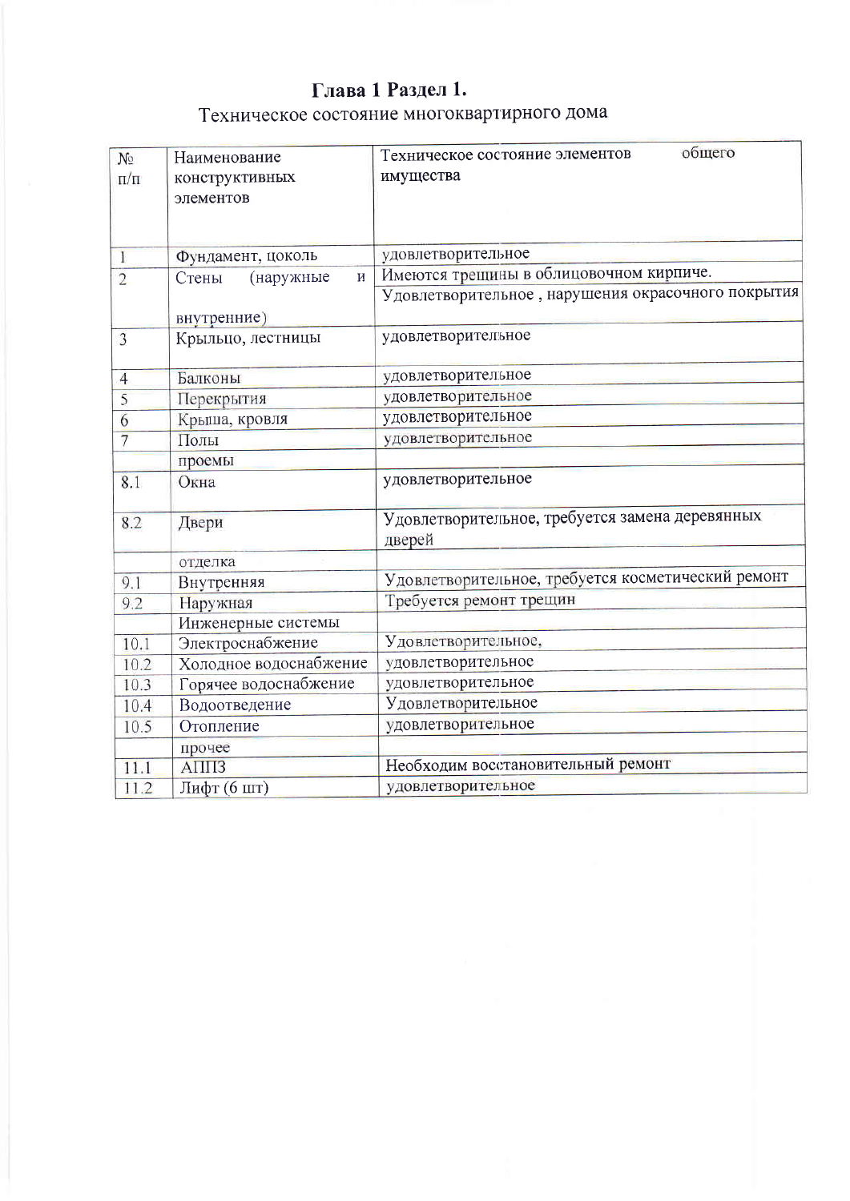# Глава 1 Раздел 1.

Техническое состояние многоквартирного дома

| № п/п | Наименование конструктивных элементов | Техническое состояние элементов общего имущества |
|---|---|---|
| 1 | Фундамент, цоколь | удовлетворительное |
| 2 | Стены (наружные и внутренние) | Имеются трещины в облицовочном кирпиче. Удовлетворительное , нарушения окрасочного покрытия |
| 3 | Крыльцо, лестницы | удовлетворительное |
| 4 | Балконы | удовлетворительное |
| 5 | Перекрытия | удовлетворительное |
| 6 | Крыша, кровля | удовлетворительное |
| 7 | Полы | удовлетворительное |
| | проемы | |
| 8.1 | Окна | удовлетворительное |
| 8.2 | Двери | Удовлетворительное, требуется замена деревянных дверей |
| | отделка | |
| 9.1 | Внутренняя | Удовлетворительное, требуется косметический ремонт |
| 9.2 | Наружная | Требуется ремонт трещин |
| | Инженерные системы | |
| 10.1 | Электроснабжение | Удовлетворительное, |
| 10.2 | Холодное водоснабжение | удовлетворительное |
| 10.3 | Горячее водоснабжение | удовлетворительное |
| 10.4 | Водоотведение | Удовлетворительное |
| 10.5 | Отопление | удовлетворительное |
| | прочее | |
| 11.1 | АППЗ | Необходим восстановительный ремонт |
| 11.2 | Лифт (6 шт) | удовлетворительное |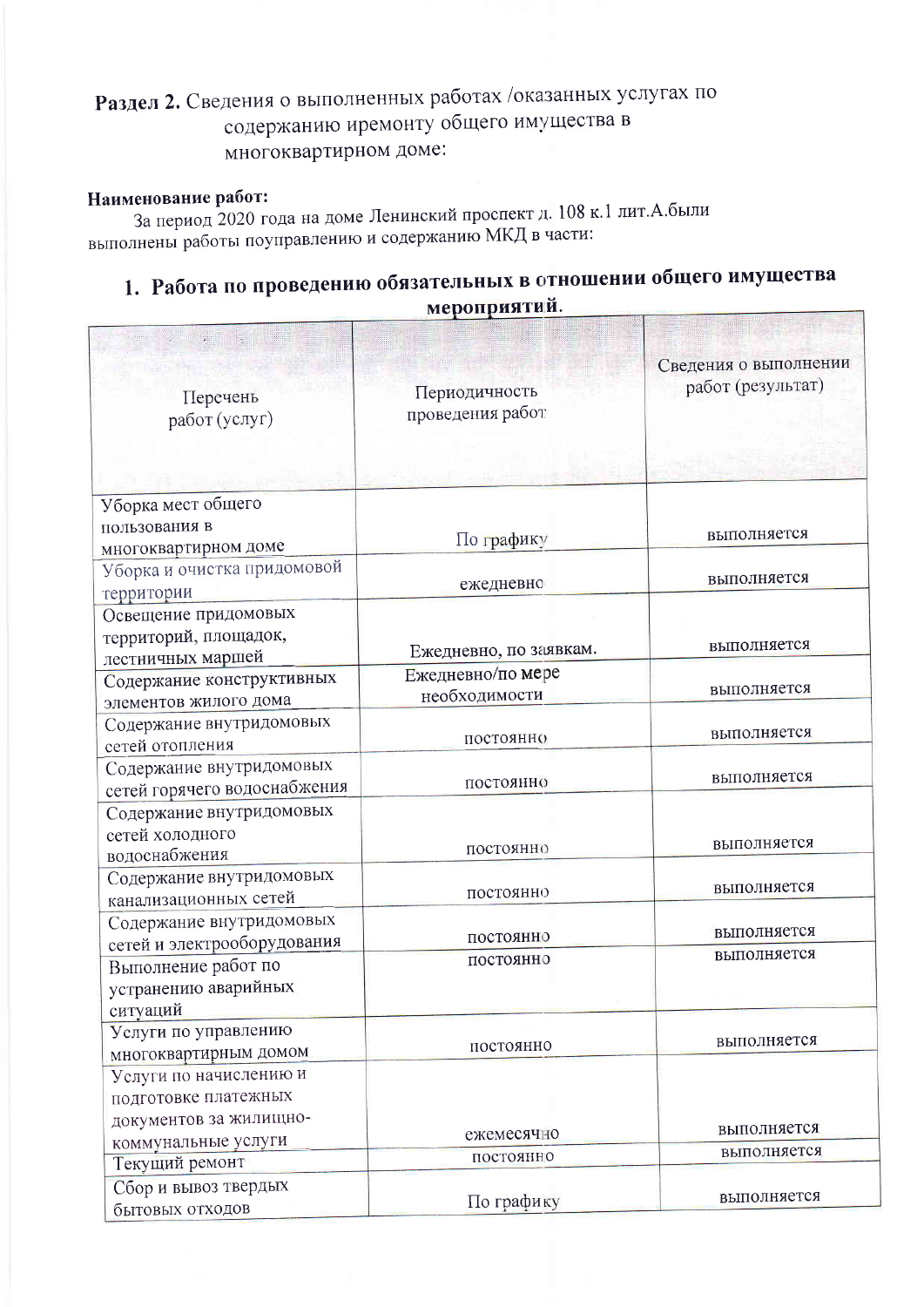**Раздел 2.** Сведения о выполненных работах /оказанных услугах по содержанию иремонту общего имущества в многоквартирном доме:

**Наименование работ:**

За период 2020 года на доме Ленинский проспект д. 108 к.1 лит.А.были выполнены работы поуправлению и содержанию МКД в части:

## 1. Работа по проведению обязательных в отношении общего имущества мероприятий.

| Перечень работ (услуг) | Периодичность проведения работ | Сведения о выполнении работ (результат) |
|---|---|---|
| Уборка мест общего пользования в многоквартирном доме | По графику | выполняется |
| Уборка и очистка придомовой территории | ежедневно | выполняется |
| Освещение придомовых территорий, площадок, лестничных маршей | Ежедневно, по заявкам. | выполняется |
| Содержание конструктивных элементов жилого дома | Ежедневно/по мере необходимости | выполняется |
| Содержание внутридомовых сетей отопления | постоянно | выполняется |
| Содержание внутридомовых сетей горячего водоснабжения | постоянно | выполняется |
| Содержание внутридомовых сетей холодного водоснабжения | постоянно | выполняется |
| Содержание внутридомовых канализационных сетей | постоянно | выполняется |
| Содержание внутридомовых сетей и электрооборудования | постоянно | выполняется |
| Выполнение работ по устранению аварийных ситуаций | постоянно | выполняется |
| Услуги по управлению многоквартирным домом | постоянно | выполняется |
| Услуги по начислению и подготовке платежных документов за жилищно-коммунальные услуги | ежемесячно | выполняется |
| Текущий ремонт | постоянно | выполняется |
| Сбор и вывоз твердых бытовых отходов | По графику | выполняется |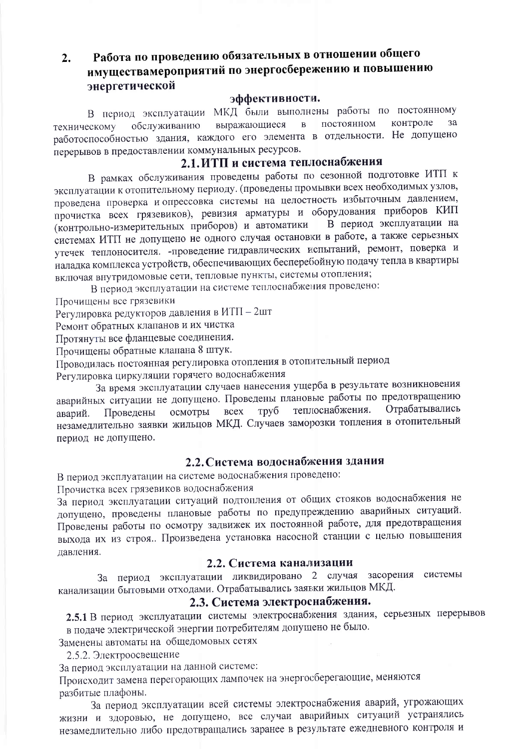## 2. Работа по проведению обязательных в отношении общего имуществамероприятий по энергосбережению и повышению энергетической эффективности.

В период эксплуатации МКД были выполнены работы по постоянному техническому обслуживанию выражающиеся в постоянном контроле за работоспособностью здания, каждого его элемента в отдельности. Не допущено перерывов в предоставлении коммунальных ресурсов.

### 2.1. ИТП и система теплоснабжения

В рамках обслуживания проведены работы по сезонной подготовке ИТП к эксплуатации к отопительному периоду. (проведены промывки всех необходимых узлов, проведена проверка и опрессовка системы на целостность избыточным давлением, прочистка всех грязевиков), ревизия арматуры и оборудования приборов КИП (контрольно-измерительных приборов) и автоматики В период эксплуатации на системах ИТП не допущено не одного случая остановки в работе, а также серьезных утечек теплоносителя. -проведение гидравлических испытаний, ремонт, поверка и наладка комплекса устройств, обеспечивающих бесперебойную подачу тепла в квартиры включая внутридомовые сети, тепловые пункты, системы отопления;

В период эксплуатации на системе теплоснабжения проведено:

Прочищены все грязевики

Регулировка редукторов давления в ИТП – 2шт

Ремонт обратных клапанов и их чистка

Протянуты все фланцевые соединения.

Прочищены обратные клапана 8 штук.

Проводилась постоянная регулировка отопления в отопительный период

Регулировка циркуляции горячего водоснабжения

За время эксплуатации случаев нанесения ущерба в результате возникновения аварийных ситуации не допущено. Проведены плановые работы по предотвращению аварий. Проведены осмотры всех труб теплоснабжения. Отрабатывались незамедлительно заявки жильцов МКД. Случаев заморозки топления в отопительный период не допущено.

### 2.2. Система водоснабжения здания

В период эксплуатации на системе водоснабжения проведено:

Прочистка всех грязевиков водоснабжения

За период эксплуатации ситуаций подтопления от общих стояков водоснабжения не допущено, проведены плановые работы по предупреждению аварийных ситуаций. Проведены работы по осмотру задвижек их постоянной работе, для предотвращения выхода их из строя.. Произведена установка насосной станции с целью повышения давления.

### 2.2. Система канализации

За период эксплуатации ликвидировано 2 случая засорения системы канализации бытовыми отходами. Отрабатывались заявки жильцов МКД.

### 2.3. Система электроснабжения.

**2.5.1** В период эксплуатации системы электроснабжения здания, серьезных перерывов в подаче электрической энергии потребителям допущено не было.

Заменены автоматы на общедомовых сетях

2.5.2. Электроосвещение

За период эксплуатации на данной системе:

Происходит замена перегорающих лампочек на энергосберегающие, меняются разбитые плафоны.

За период эксплуатации всей системы электроснабжения аварий, угрожающих жизни и здоровью, не допущено, все случаи аварийных ситуаций устранялись незамедлительно либо предотвращались заранее в результате ежедневного контроля и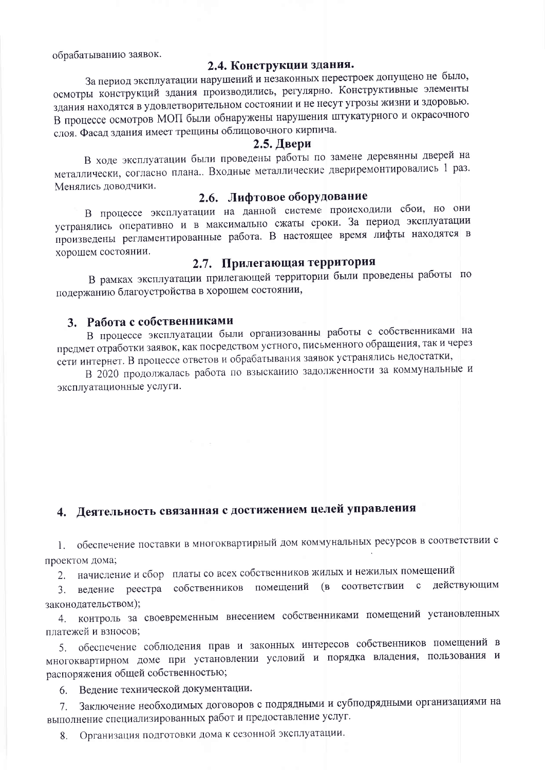обрабатыванию заявок.

### 2.4. Конструкции здания.

За период эксплуатации нарушений и незаконных перестроек допущено не было, осмотры конструкций здания производились, регулярно. Конструктивные элементы здания находятся в удовлетворительном состоянии и не несут угрозы жизни и здоровью. В процессе осмотров МОП были обнаружены нарушения штукатурного и окрасочного слоя. Фасад здания имеет трещины облицовочного кирпича.

### 2.5. Двери

В ходе эксплуатации были проведены работы по замене деревянны дверей на металлически, согласно плана.. Входные металлические двериремонтировались 1 раз. Менялись доводчики.

### 2.6. Лифтовое оборудование

В процессе эксплуатации на данной системе происходили сбои, но они устранялись оперативно и в максимально сжаты сроки. За период эксплуатации произведены регламентированные работа. В настоящее время лифты находятся в хорошем состоянии.

### 2.7. Прилегающая территория

В рамках эксплуатации прилегающей территории были проведены работы по подержанию благоустройства в хорошем состоянии,

## 3. Работа с собственниками

В процессе эксплуатации были организованны работы с собственниками на предмет отработки заявок, как посредством устного, письменного обращения, так и через сети интернет. В процессе ответов и обрабатывания заявок устранялись недостатки,

В 2020 продолжалась работа по взысканию задолженности за коммунальные и эксплуатационные услуги.

## 4. Деятельность связанная с достижением целей управления

1. обеспечение поставки в многоквартирный дом коммунальных ресурсов в соответствии с проектом дома;
2. начисление и сбор платы со всех собственников жилых и нежилых помещений
3. ведение реестра собственников помещений (в соответствии с действующим законодательством);
4. контроль за своевременным внесением собственниками помещений установленных платежей и взносов;
5. обеспечение соблюдения прав и законных интересов собственников помещений в многоквартирном доме при установлении условий и порядка владения, пользования и распоряжения общей собственностью;
6. Ведение технической документации.
7. Заключение необходимых договоров с подрядными и субподрядными организациями на выполнение специализированных работ и предоставление услуг.
8. Организация подготовки дома к сезонной эксплуатации.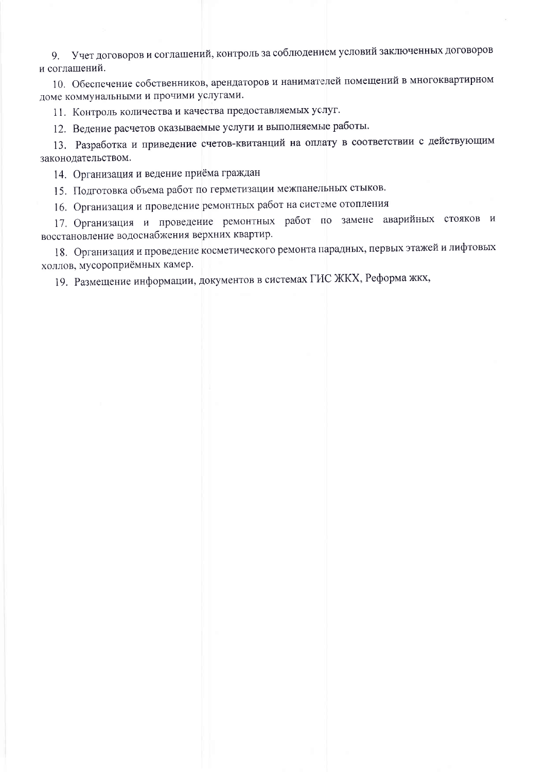9. Учет договоров и соглашений, контроль за соблюдением условий заключенных договоров и соглашений.

10. Обеспечение собственников, арендаторов и нанимателей помещений в многоквартирном доме коммунальными и прочими услугами.

11. Контроль количества и качества предоставляемых услуг.

12. Ведение расчетов оказываемые услуги и выполняемые работы.

13. Разработка и приведение счетов-квитанций на оплату в соответствии с действующим законодательством.

14. Организация и ведение приёма граждан

15. Подготовка объема работ по герметизации межпанельных стыков.

16. Организация и проведение ремонтных работ на системе отопления

17. Организация и проведение ремонтных работ по замене аварийных стояков и восстановление водоснабжения верхних квартир.

18. Организация и проведение косметического ремонта парадных, первых этажей и лифтовых холлов, мусороприёмных камер.

19. Размещение информации, документов в системах ГИС ЖКХ, Реформа жкх,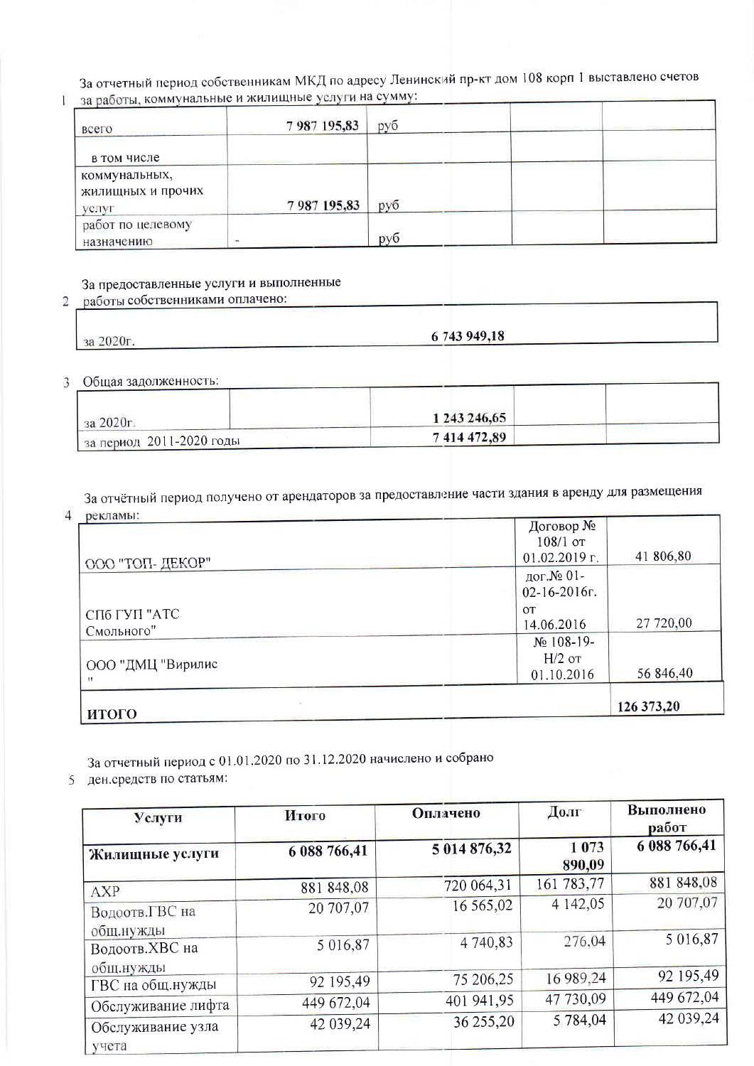За отчетный период собственникам МКД по адресу Ленинский пр-кт дом 108 корп 1 выставлено счетов

1 за работы, коммунальные и жилищные услуги на сумму:

| | | | | |
|---|---|---|---|---|
| всего | 7 987 195,83 | руб | | |
| в том числе | | | | |
| коммунальных, жилищных и прочих услуг | 7 987 195,83 | руб | | |
| работ по целевому назначению | - | руб | | |

2 За предоставленные услуги и выполненные работы собственниками оплачено:

| | |
|---|---|
| за 2020г. | 6 743 949,18 |

3 Общая задолженность:

| | | | | |
|---|---|---|---|---|
| за 2020г. | | 1 243 246,65 | | |
| за период 2011-2020 годы | | 7 414 472,89 | | |

4 За отчётный период получено от арендаторов за предоставление части здания в аренду для размещения рекламы:

| | | |
|---|---|---|
| ООО "ТОП- ДЕКОР" | Договор № 108/1 от 01.02.2019 г. | 41 806,80 |
| СПб ГУП "АТС Смольного" | дог.№ 01-02-16-2016г. от 14.06.2016 | 27 720,00 |
| ООО "ДМЦ "Вирилис " | № 108-19-Н/2 от 01.10.2016 | 56 846,40 |
| **ИТОГО** | | **126 373,20** |

5 За отчетный период с 01.01.2020 по 31.12.2020 начислено и собрано ден.средств по статьям:

| Услуги | Итого | Оплачено | Долг | Выполнено работ |
|---|---|---|---|---|
| **Жилищные услуги** | **6 088 766,41** | **5 014 876,32** | **1 073 890,09** | **6 088 766,41** |
| АХР | 881 848,08 | 720 064,31 | 161 783,77 | 881 848,08 |
| Водоотв.ГВС на общ.нужды | 20 707,07 | 16 565,02 | 4 142,05 | 20 707,07 |
| Водоотв.ХВС на общ.нужды | 5 016,87 | 4 740,83 | 276,04 | 5 016,87 |
| ГВС на общ.нужды | 92 195,49 | 75 206,25 | 16 989,24 | 92 195,49 |
| Обслуживание лифта | 449 672,04 | 401 941,95 | 47 730,09 | 449 672,04 |
| Обслуживание узла учета | 42 039,24 | 36 255,20 | 5 784,04 | 42 039,24 |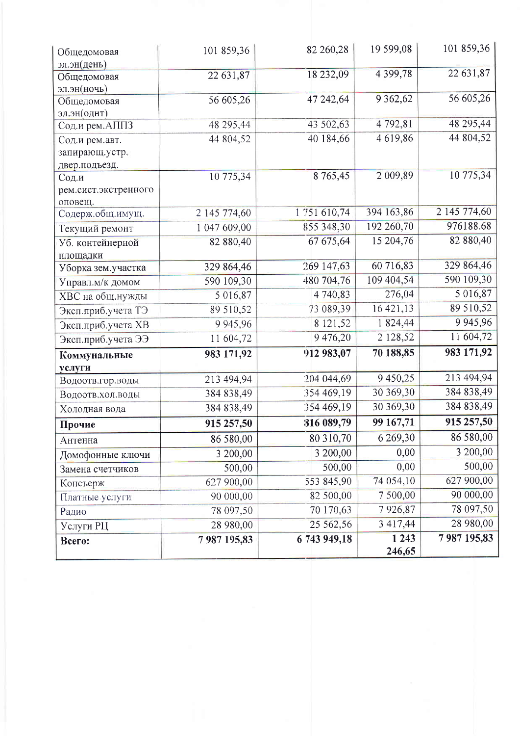| | | | | |
|---|---|---|---|---|
| Общедомовая эл.эн(день) | 101 859,36 | 82 260,28 | 19 599,08 | 101 859,36 |
| Общедомовая эл.эн(ночь) | 22 631,87 | 18 232,09 | 4 399,78 | 22 631,87 |
| Общедомовая эл.эн(однт) | 56 605,26 | 47 242,64 | 9 362,62 | 56 605,26 |
| Сод.и рем.АППЗ | 48 295,44 | 43 502,63 | 4 792,81 | 48 295,44 |
| Сод.и рем.авт. запирающ.устр. двер.подъезд. | 44 804,52 | 40 184,66 | 4 619,86 | 44 804,52 |
| Сод.и рем.сист.экстренного оповещ. | 10 775,34 | 8 765,45 | 2 009,89 | 10 775,34 |
| Содерж.общ.имущ. | 2 145 774,60 | 1 751 610,74 | 394 163,86 | 2 145 774,60 |
| Текущий ремонт | 1 047 609,00 | 855 348,30 | 192 260,70 | 976188.68 |
| Уб. контейнерной площадки | 82 880,40 | 67 675,64 | 15 204,76 | 82 880,40 |
| Уборка зем.участка | 329 864,46 | 269 147,63 | 60 716,83 | 329 864,46 |
| Управл.м/к домом | 590 109,30 | 480 704,76 | 109 404,54 | 590 109,30 |
| ХВС на общ.нужды | 5 016,87 | 4 740,83 | 276,04 | 5 016,87 |
| Эксп.приб.учета ТЭ | 89 510,52 | 73 089,39 | 16 421,13 | 89 510,52 |
| Эксп.приб.учета ХВ | 9 945,96 | 8 121,52 | 1 824,44 | 9 945,96 |
| Эксп.приб.учета ЭЭ | 11 604,72 | 9 476,20 | 2 128,52 | 11 604,72 |
| **Коммунальные услуги** | **983 171,92** | **912 983,07** | **70 188,85** | **983 171,92** |
| Водоотв.гор.воды | 213 494,94 | 204 044,69 | 9 450,25 | 213 494,94 |
| Водоотв.хол.воды | 384 838,49 | 354 469,19 | 30 369,30 | 384 838,49 |
| Холодная вода | 384 838,49 | 354 469,19 | 30 369,30 | 384 838,49 |
| **Прочие** | **915 257,50** | **816 089,79** | **99 167,71** | **915 257,50** |
| Антенна | 86 580,00 | 80 310,70 | 6 269,30 | 86 580,00 |
| Домофонные ключи | 3 200,00 | 3 200,00 | 0,00 | 3 200,00 |
| Замена счетчиков | 500,00 | 500,00 | 0,00 | 500,00 |
| Консьерж | 627 900,00 | 553 845,90 | 74 054,10 | 627 900,00 |
| Платные услуги | 90 000,00 | 82 500,00 | 7 500,00 | 90 000,00 |
| Радио | 78 097,50 | 70 170,63 | 7 926,87 | 78 097,50 |
| Услуги РЦ | 28 980,00 | 25 562,56 | 3 417,44 | 28 980,00 |
| **Всего:** | **7 987 195,83** | **6 743 949,18** | **1 243 246,65** | **7 987 195,83** |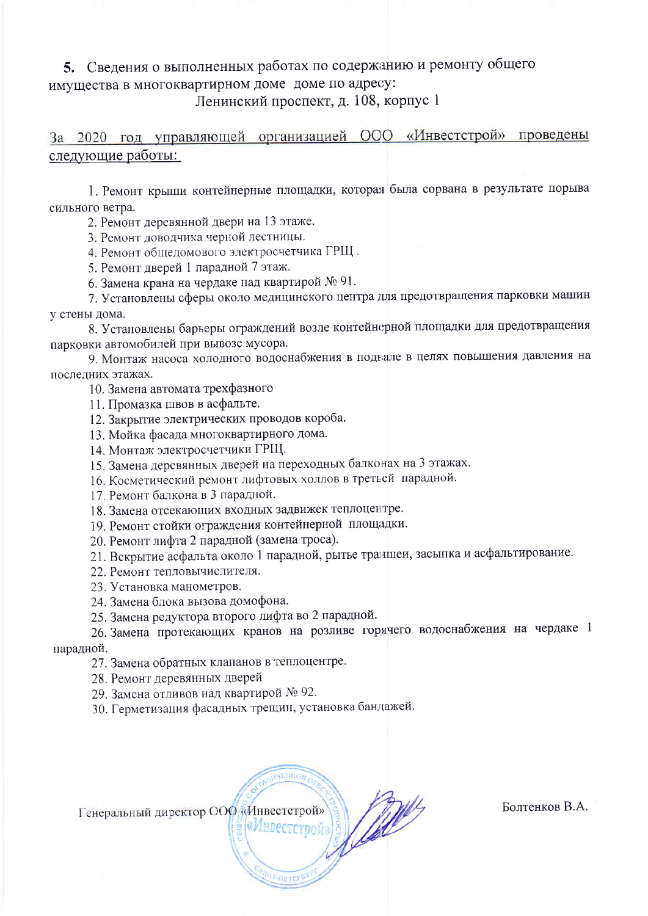**5.** Сведения о выполненных работах по содержанию и ремонту общего имущества в многоквартирном доме доме по адресу:

Ленинский проспект, д. 108, корпус 1

<u>За 2020 год управляющей организацией ООО «Инвестстрой» проведены следующие работы:</u>

1. Ремонт крыши контейнерные площадки, которая была сорвана в результате порыва сильного ветра.
2. Ремонт деревянной двери на 13 этаже.
3. Ремонт доводчика черной лестницы.
4. Ремонт общедомового электросчетчика ГРЩ .
5. Ремонт дверей 1 парадной 7 этаж.
6. Замена крана на чердаке над квартирой № 91.
7. Установлены сферы около медицинского центра для предотвращения парковки машин у стены дома.
8. Установлены барьеры ограждений возле контейнерной площадки для предотвращения парковки автомобилей при вывозе мусора.
9. Монтаж насоса холодного водоснабжения в подвале в целях повышения давления на последних этажах.
10. Замена автомата трехфазного
11. Промазка швов в асфальте.
12. Закрытие электрических проводов короба.
13. Мойка фасада многоквартирного дома.
14. Монтаж электросчетчики ГРЩ.
15. Замена деревянных дверей на переходных балконах на 3 этажах.
16. Косметический ремонт лифтовых холлов в третьей парадной.
17. Ремонт балкона в 3 парадной.
18. Замена отсекающих входных задвижек теплоцентре.
19. Ремонт стойки ограждения контейнерной площадки.
20. Ремонт лифта 2 парадной (замена троса).
21. Вскрытие асфальта около 1 парадной, рытье траншеи, засыпка и асфальтирование.
22. Ремонт тепловычислителя.
23. Установка манометров.
24. Замена блока вызова домофона.
25. Замена редуктора второго лифта во 2 парадной.
26. Замена протекающих кранов на розливе горячего водоснабжения на чердаке 1 парадной.
27. Замена обратных клапанов в теплоцентре.
28. Ремонт деревянных дверей
29. Замена отливов над квартирой № 92.
30. Герметизация фасадных трещин, установка бандажей.

Генеральный директор ООО «Инвестстрой» Болтенков В.А.